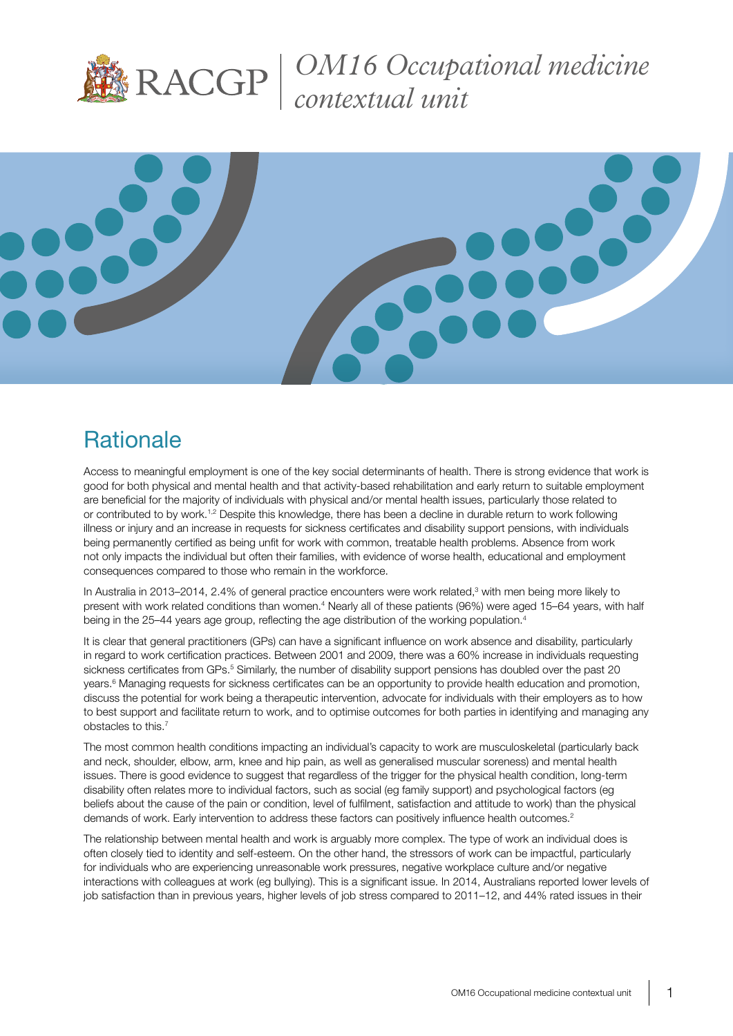# OM16 Occupational medicine contextual unit

## Rationale

Access to meaningful employment is one of the key social determinants of health. There is strong evidence that work is good for both physical and mental health and that activity-based rehabilitation and early return to suitable employment are beneficial for the majority of individuals with physical and/or mental health issues, particularly those related to or contributed to by work.[1,2] Despite this knowledge, there has been a decline in durable return to work following illness or injury and an increase in requests for sickness certificates and disability support pensions, with individuals being permanently certified as being unfit for work with common, treatable health problems. Absence from work not only impacts the individual but often their families, with evidence of worse health, educational and employment consequences compared to those who remain in the workforce.

In Australia in 2013–2014, 2.4% of general practice encounters were work related,[3] with men being more likely to present with work related conditions than women.[4] Nearly all of these patients (96%) were aged 15–64 years, with half being in the 25–44 years age group, reflecting the age distribution of the working population.[4]

It is clear that general practitioners (GPs) can have a significant influence on work absence and disability, particularly in regard to work certification practices. Between 2001 and 2009, there was a 60% increase in individuals requesting sickness certificates from GPs.[5] Similarly, the number of disability support pensions has doubled over the past 20 years.[6] Managing requests for sickness certificates can be an opportunity to provide health education and promotion, discuss the potential for work being a therapeutic intervention, advocate for individuals with their employers as to how to best support and facilitate return to work, and to optimise outcomes for both parties in identifying and managing any obstacles to this.[7]

The most common health conditions impacting an individual's capacity to work are musculoskeletal (particularly back and neck, shoulder, elbow, arm, knee and hip pain, as well as generalised muscular soreness) and mental health issues. There is good evidence to suggest that regardless of the trigger for the physical health condition, long-term disability often relates more to individual factors, such as social (eg family support) and psychological factors (eg beliefs about the cause of the pain or condition, level of fulfilment, satisfaction and attitude to work) than the physical demands of work. Early intervention to address these factors can positively influence health outcomes.[2]

The relationship between mental health and work is arguably more complex. The type of work an individual does is often closely tied to identity and self-esteem. On the other hand, the stressors of work can be impactful, particularly for individuals who are experiencing unreasonable work pressures, negative workplace culture and/or negative interactions with colleagues at work (eg bullying). This is a significant issue. In 2014, Australians reported lower levels of job satisfaction than in previous years, higher levels of job stress compared to 2011–12, and 44% rated issues in their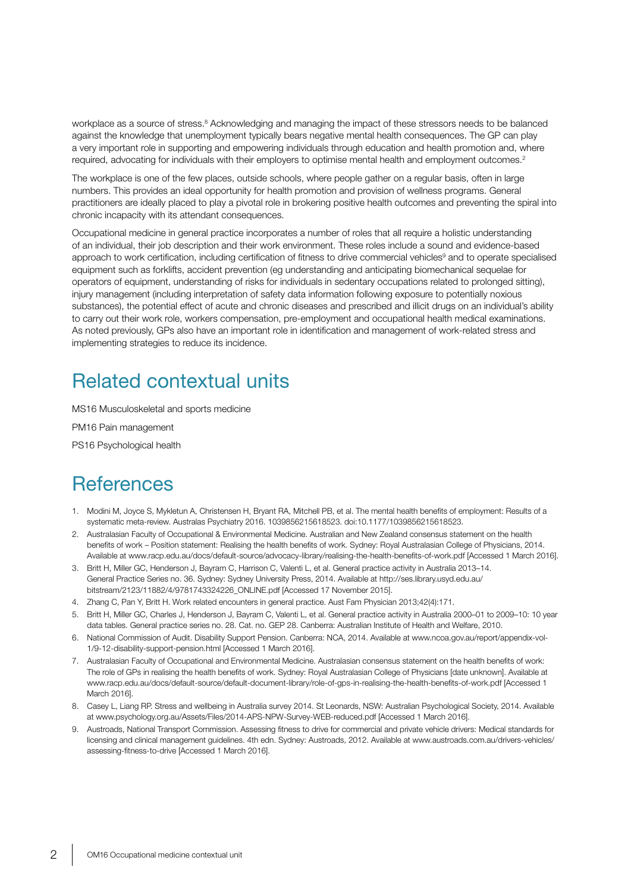workplace as a source of stress.[8] Acknowledging and managing the impact of these stressors needs to be balanced against the knowledge that unemployment typically bears negative mental health consequences. The GP can play a very important role in supporting and empowering individuals through education and health promotion and, where required, advocating for individuals with their employers to optimise mental health and employment outcomes.[2]

The workplace is one of the few places, outside schools, where people gather on a regular basis, often in large numbers. This provides an ideal opportunity for health promotion and provision of wellness programs. General practitioners are ideally placed to play a pivotal role in brokering positive health outcomes and preventing the spiral into chronic incapacity with its attendant consequences.

Occupational medicine in general practice incorporates a number of roles that all require a holistic understanding of an individual, their job description and their work environment. These roles include a sound and evidence-based approach to work certification, including certification of fitness to drive commercial vehicles[9] and to operate specialised equipment such as forklifts, accident prevention (eg understanding and anticipating biomechanical sequelae for operators of equipment, understanding of risks for individuals in sedentary occupations related to prolonged sitting), injury management (including interpretation of safety data information following exposure to potentially noxious substances), the potential effect of acute and chronic diseases and prescribed and illicit drugs on an individual's ability to carry out their work role, workers compensation, pre-employment and occupational health medical examinations. As noted previously, GPs also have an important role in identification and management of work-related stress and implementing strategies to reduce its incidence.

# Related contextual units

MS16 Musculoskeletal and sports medicine

PM16 Pain management

PS16 Psychological health

# References

1. Modini M, Joyce S, Mykletun A, Christensen H, Bryant RA, Mitchell PB, et al. The mental health benefits of employment: Results of a systematic meta-review. Australas Psychiatry 2016. 1039856215618523. doi:10.1177/1039856215618523.
2. Australasian Faculty of Occupational & Environmental Medicine. Australian and New Zealand consensus statement on the health benefits of work – Position statement: Realising the health benefits of work. Sydney: Royal Australasian College of Physicians, 2014. Available at www.racp.edu.au/docs/default-source/advocacy-library/realising-the-health-benefits-of-work.pdf [Accessed 1 March 2016].
3. Britt H, Miller GC, Henderson J, Bayram C, Harrison C, Valenti L, et al. General practice activity in Australia 2013–14. General Practice Series no. 36. Sydney: Sydney University Press, 2014. Available at http://ses.library.usyd.edu.au/bitstream/2123/11882/4/9781743324226_ONLINE.pdf [Accessed 17 November 2015].
4. Zhang C, Pan Y, Britt H. Work related encounters in general practice. Aust Fam Physician 2013;42(4):171.
5. Britt H, Miller GC, Charles J, Henderson J, Bayram C, Valenti L, et al. General practice activity in Australia 2000–01 to 2009–10: 10 year data tables. General practice series no. 28. Cat. no. GEP 28. Canberra: Australian Institute of Health and Welfare, 2010.
6. National Commission of Audit. Disability Support Pension. Canberra: NCA, 2014. Available at www.ncoa.gov.au/report/appendix-vol-1/9-12-disability-support-pension.html [Accessed 1 March 2016].
7. Australasian Faculty of Occupational and Environmental Medicine. Australasian consensus statement on the health benefits of work: The role of GPs in realising the health benefits of work. Sydney: Royal Australasian College of Physicians [date unknown]. Available at www.racp.edu.au/docs/default-source/default-document-library/role-of-gps-in-realising-the-health-benefits-of-work.pdf [Accessed 1 March 2016].
8. Casey L, Liang RP. Stress and wellbeing in Australia survey 2014. St Leonards, NSW: Australian Psychological Society, 2014. Available at www.psychology.org.au/Assets/Files/2014-APS-NPW-Survey-WEB-reduced.pdf [Accessed 1 March 2016].
9. Austroads, National Transport Commission. Assessing fitness to drive for commercial and private vehicle drivers: Medical standards for licensing and clinical management guidelines. 4th edn. Sydney: Austroads, 2012. Available at www.austroads.com.au/drivers-vehicles/assessing-fitness-to-drive [Accessed 1 March 2016].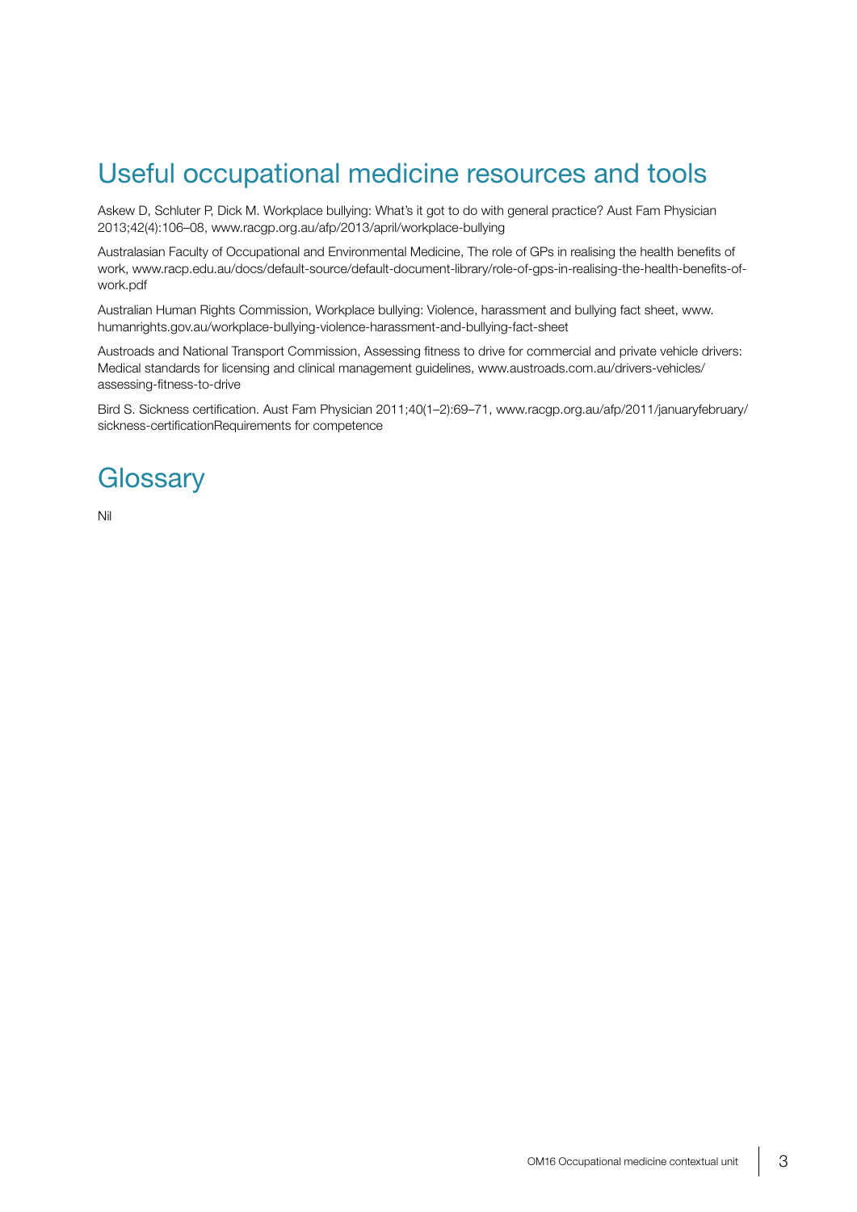## Useful occupational medicine resources and tools

Askew D, Schluter P, Dick M. Workplace bullying: What's it got to do with general practice? Aust Fam Physician 2013;42(4):106–08, www.racgp.org.au/afp/2013/april/workplace-bullying

Australasian Faculty of Occupational and Environmental Medicine, The role of GPs in realising the health benefits of work, www.racp.edu.au/docs/default-source/default-document-library/role-of-gps-in-realising-the-health-benefits-of-work.pdf

Australian Human Rights Commission, Workplace bullying: Violence, harassment and bullying fact sheet, www.humanrights.gov.au/workplace-bullying-violence-harassment-and-bullying-fact-sheet

Austroads and National Transport Commission, Assessing fitness to drive for commercial and private vehicle drivers: Medical standards for licensing and clinical management guidelines, www.austroads.com.au/drivers-vehicles/assessing-fitness-to-drive

Bird S. Sickness certification. Aust Fam Physician 2011;40(1–2):69–71, www.racgp.org.au/afp/2011/januaryfebruary/sickness-certificationRequirements for competence

## Glossary

Nil